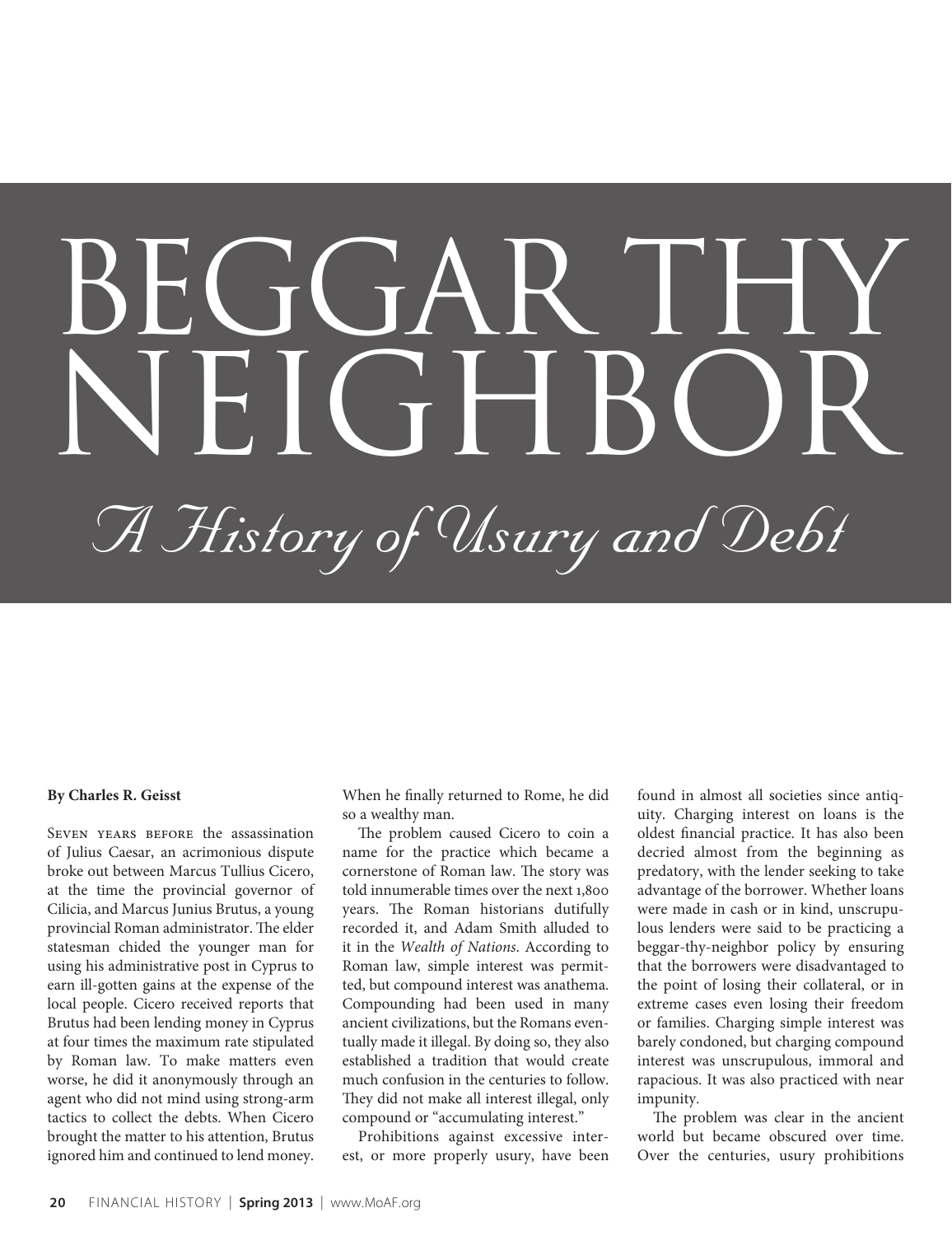# BEGGAR THY NEIGHBOR

## *A History of Usury and Debt*

**By Charles R. Geisst**

Seven years before the assassination of Julius Caesar, an acrimonious dispute broke out between Marcus Tullius Cicero, at the time the provincial governor of Cilicia, and Marcus Junius Brutus, a young provincial Roman administrator. The elder statesman chided the younger man for using his administrative post in Cyprus to earn ill-gotten gains at the expense of the local people. Cicero received reports that Brutus had been lending money in Cyprus at four times the maximum rate stipulated by Roman law. To make matters even worse, he did it anonymously through an agent who did not mind using strong-arm tactics to collect the debts. When Cicero brought the matter to his attention, Brutus ignored him and continued to lend money. When he finally returned to Rome, he did so a wealthy man.

The problem caused Cicero to coin a name for the practice which became a cornerstone of Roman law. The story was told innumerable times over the next 1,800 years. The Roman historians dutifully recorded it, and Adam Smith alluded to it in the *Wealth of Nations*. According to Roman law, simple interest was permitted, but compound interest was anathema. Compounding had been used in many ancient civilizations, but the Romans eventually made it illegal. By doing so, they also established a tradition that would create much confusion in the centuries to follow. They did not make all interest illegal, only compound or "accumulating interest."

Prohibitions against excessive interest, or more properly usury, have been found in almost all societies since antiquity. Charging interest on loans is the oldest financial practice. It has also been decried almost from the beginning as predatory, with the lender seeking to take advantage of the borrower. Whether loans were made in cash or in kind, unscrupulous lenders were said to be practicing a beggar-thy-neighbor policy by ensuring that the borrowers were disadvantaged to the point of losing their collateral, or in extreme cases even losing their freedom or families. Charging simple interest was barely condoned, but charging compound interest was unscrupulous, immoral and rapacious. It was also practiced with near impunity.

The problem was clear in the ancient world but became obscured over time. Over the centuries, usury prohibitions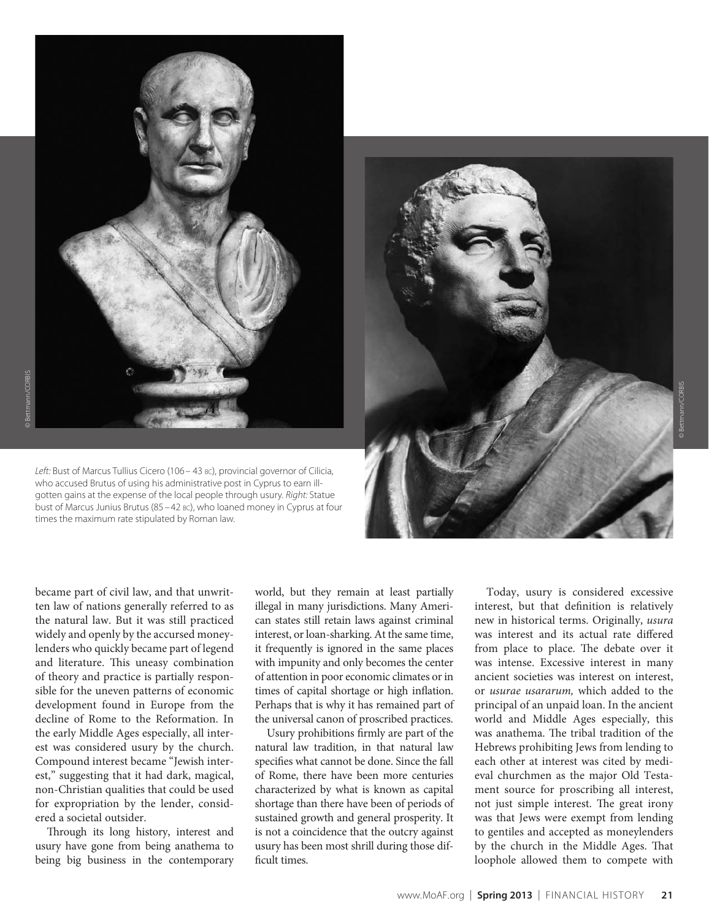*Left:* Bust of Marcus Tullius Cicero (106 – 43 BC), provincial governor of Cilicia, who accused Brutus of using his administrative post in Cyprus to earn ill-gotten gains at the expense of the local people through usury. *Right:* Statue bust of Marcus Junius Brutus (85 – 42 BC), who loaned money in Cyprus at four times the maximum rate stipulated by Roman law.

became part of civil law, and that unwritten law of nations generally referred to as the natural law. But it was still practiced widely and openly by the accursed moneylenders who quickly became part of legend and literature. This uneasy combination of theory and practice is partially responsible for the uneven patterns of economic development found in Europe from the decline of Rome to the Reformation. In the early Middle Ages especially, all interest was considered usury by the church. Compound interest became "Jewish interest," suggesting that it had dark, magical, non-Christian qualities that could be used for expropriation by the lender, considered a societal outsider.

Through its long history, interest and usury have gone from being anathema to being big business in the contemporary world, but they remain at least partially illegal in many jurisdictions. Many American states still retain laws against criminal interest, or loan-sharking. At the same time, it frequently is ignored in the same places with impunity and only becomes the center of attention in poor economic climates or in times of capital shortage or high inflation. Perhaps that is why it has remained part of the universal canon of proscribed practices.

Usury prohibitions firmly are part of the natural law tradition, in that natural law specifies what cannot be done. Since the fall of Rome, there have been more centuries characterized by what is known as capital shortage than there have been of periods of sustained growth and general prosperity. It is not a coincidence that the outcry against usury has been most shrill during those difficult times.

Today, usury is considered excessive interest, but that definition is relatively new in historical terms. Originally, *usura* was interest and its actual rate differed from place to place. The debate over it was intense. Excessive interest in many ancient societies was interest on interest, or *usurae usararum,* which added to the principal of an unpaid loan. In the ancient world and Middle Ages especially, this was anathema. The tribal tradition of the Hebrews prohibiting Jews from lending to each other at interest was cited by medieval churchmen as the major Old Testament source for proscribing all interest, not just simple interest. The great irony was that Jews were exempt from lending to gentiles and accepted as moneylenders by the church in the Middle Ages. That loophole allowed them to compete with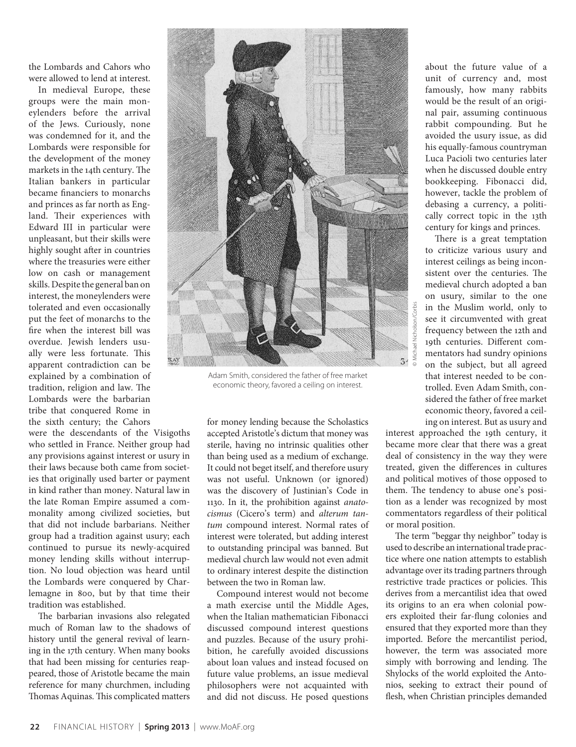the Lombards and Cahors who were allowed to lend at interest.

In medieval Europe, these groups were the main moneylenders before the arrival of the Jews. Curiously, none was condemned for it, and the Lombards were responsible for the development of the money markets in the 14th century. The Italian bankers in particular became financiers to monarchs and princes as far north as England. Their experiences with Edward III in particular were unpleasant, but their skills were highly sought after in countries where the treasuries were either low on cash or management skills. Despite the general ban on interest, the moneylenders were tolerated and even occasionally put the feet of monarchs to the fire when the interest bill was overdue. Jewish lenders usually were less fortunate. This apparent contradiction can be explained by a combination of tradition, religion and law. The Lombards were the barbarian tribe that conquered Rome in the sixth century; the Cahors were the descendants of the Visigoths who settled in France. Neither group had any provisions against interest or usury in their laws because both came from societies that originally used barter or payment in kind rather than money. Natural law in the late Roman Empire assumed a commonality among civilized societies, but that did not include barbarians. Neither group had a tradition against usury; each continued to pursue its newly-acquired money lending skills without interruption. No loud objection was heard until the Lombards were conquered by Charlemagne in 800, but by that time their tradition was established.

The barbarian invasions also relegated much of Roman law to the shadows of history until the general revival of learning in the 17th century. When many books that had been missing for centuries reappeared, those of Aristotle became the main reference for many churchmen, including Thomas Aquinas. This complicated matters for money lending because the Scholastics accepted Aristotle's dictum that money was sterile, having no intrinsic qualities other than being used as a medium of exchange. It could not beget itself, and therefore usury was not useful. Unknown (or ignored) was the discovery of Justinian's Code in 1130. In it, the prohibition against *anatocismus* (Cicero's term) and *alterum tantum* compound interest. Normal rates of interest were tolerated, but adding interest to outstanding principal was banned. But medieval church law would not even admit to ordinary interest despite the distinction between the two in Roman law.

Adam Smith, considered the father of free market economic theory, favored a ceiling on interest.

Compound interest would not become a math exercise until the Middle Ages, when the Italian mathematician Fibonacci discussed compound interest questions and puzzles. Because of the usury prohibition, he carefully avoided discussions about loan values and instead focused on future value problems, an issue medieval philosophers were not acquainted with and did not discuss. He posed questions about the future value of a unit of currency and, most famously, how many rabbits would be the result of an original pair, assuming continuous rabbit compounding. But he avoided the usury issue, as did his equally-famous countryman Luca Pacioli two centuries later when he discussed double entry bookkeeping. Fibonacci did, however, tackle the problem of debasing a currency, a politically correct topic in the 13th century for kings and princes.

There is a great temptation to criticize various usury and interest ceilings as being inconsistent over the centuries. The medieval church adopted a ban on usury, similar to the one in the Muslim world, only to see it circumvented with great frequency between the 12th and 19th centuries. Different commentators had sundry opinions on the subject, but all agreed that interest needed to be controlled. Even Adam Smith, considered the father of free market economic theory, favored a ceiling on interest. But as usury and interest approached the 19th century, it became more clear that there was a great deal of consistency in the way they were treated, given the differences in cultures and political motives of those opposed to them. The tendency to abuse one's position as a lender was recognized by most commentators regardless of their political or moral position.

The term "beggar thy neighbor" today is used to describe an international trade practice where one nation attempts to establish advantage over its trading partners through restrictive trade practices or policies. This derives from a mercantilist idea that owed its origins to an era when colonial powers exploited their far-flung colonies and ensured that they exported more than they imported. Before the mercantilist period, however, the term was associated more simply with borrowing and lending. The Shylocks of the world exploited the Antonios, seeking to extract their pound of flesh, when Christian principles demanded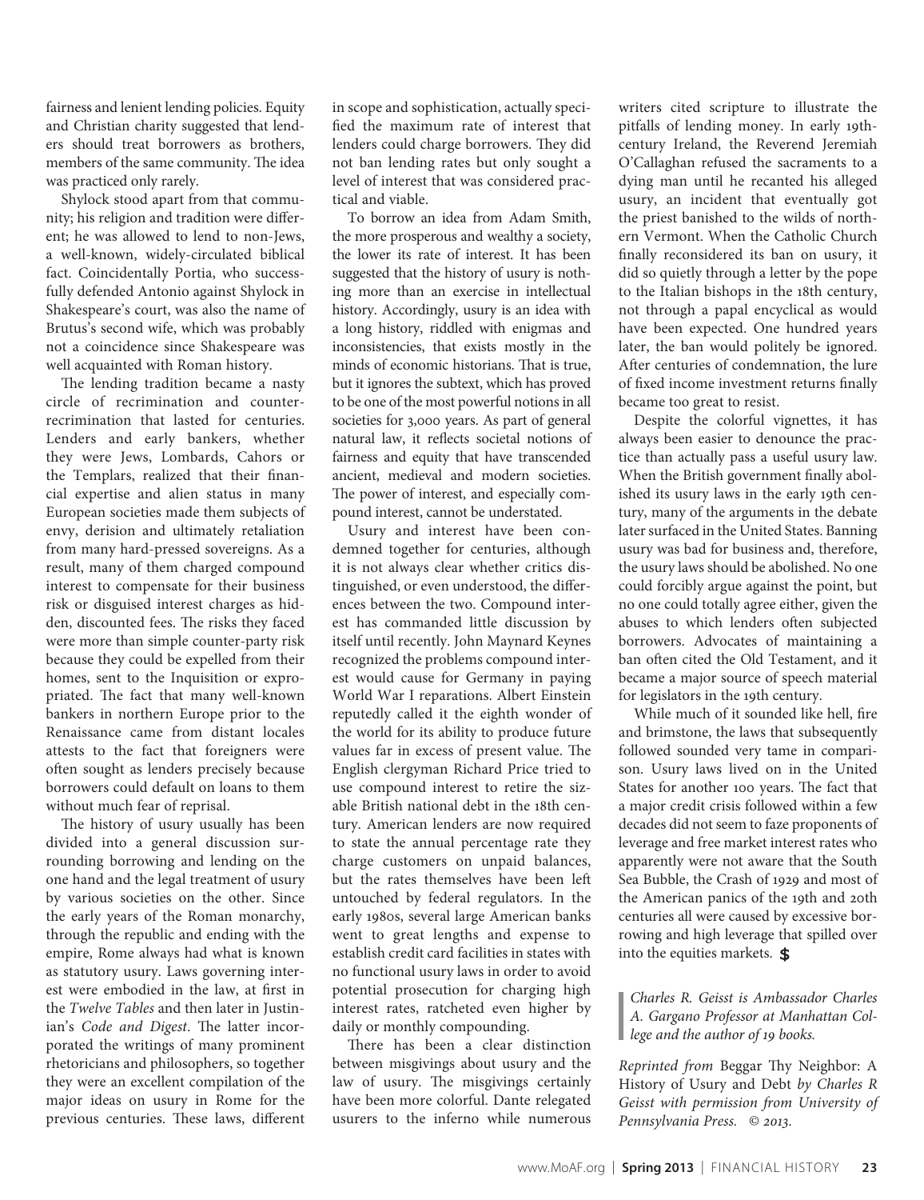fairness and lenient lending policies. Equity and Christian charity suggested that lenders should treat borrowers as brothers, members of the same community. The idea was practiced only rarely.

Shylock stood apart from that community; his religion and tradition were different; he was allowed to lend to non-Jews, a well-known, widely-circulated biblical fact. Coincidentally Portia, who successfully defended Antonio against Shylock in Shakespeare's court, was also the name of Brutus's second wife, which was probably not a coincidence since Shakespeare was well acquainted with Roman history.

The lending tradition became a nasty circle of recrimination and counter-recrimination that lasted for centuries. Lenders and early bankers, whether they were Jews, Lombards, Cahors or the Templars, realized that their financial expertise and alien status in many European societies made them subjects of envy, derision and ultimately retaliation from many hard-pressed sovereigns. As a result, many of them charged compound interest to compensate for their business risk or disguised interest charges as hidden, discounted fees. The risks they faced were more than simple counter-party risk because they could be expelled from their homes, sent to the Inquisition or expropriated. The fact that many well-known bankers in northern Europe prior to the Renaissance came from distant locales attests to the fact that foreigners were often sought as lenders precisely because borrowers could default on loans to them without much fear of reprisal.

The history of usury usually has been divided into a general discussion surrounding borrowing and lending on the one hand and the legal treatment of usury by various societies on the other. Since the early years of the Roman monarchy, through the republic and ending with the empire, Rome always had what is known as statutory usury. Laws governing interest were embodied in the law, at first in the *Twelve Tables* and then later in Justinian's *Code and Digest*. The latter incorporated the writings of many prominent rhetoricians and philosophers, so together they were an excellent compilation of the major ideas on usury in Rome for the previous centuries. These laws, different in scope and sophistication, actually specified the maximum rate of interest that lenders could charge borrowers. They did not ban lending rates but only sought a level of interest that was considered practical and viable.

To borrow an idea from Adam Smith, the more prosperous and wealthy a society, the lower its rate of interest. It has been suggested that the history of usury is nothing more than an exercise in intellectual history. Accordingly, usury is an idea with a long history, riddled with enigmas and inconsistencies, that exists mostly in the minds of economic historians. That is true, but it ignores the subtext, which has proved to be one of the most powerful notions in all societies for 3,000 years. As part of general natural law, it reflects societal notions of fairness and equity that have transcended ancient, medieval and modern societies. The power of interest, and especially compound interest, cannot be understated.

Usury and interest have been condemned together for centuries, although it is not always clear whether critics distinguished, or even understood, the differences between the two. Compound interest has commanded little discussion by itself until recently. John Maynard Keynes recognized the problems compound interest would cause for Germany in paying World War I reparations. Albert Einstein reputedly called it the eighth wonder of the world for its ability to produce future values far in excess of present value. The English clergyman Richard Price tried to use compound interest to retire the sizable British national debt in the 18th century. American lenders are now required to state the annual percentage rate they charge customers on unpaid balances, but the rates themselves have been left untouched by federal regulators. In the early 1980s, several large American banks went to great lengths and expense to establish credit card facilities in states with no functional usury laws in order to avoid potential prosecution for charging high interest rates, ratcheted even higher by daily or monthly compounding.

There has been a clear distinction between misgivings about usury and the law of usury. The misgivings certainly have been more colorful. Dante relegated usurers to the inferno while numerous writers cited scripture to illustrate the pitfalls of lending money. In early 19th-century Ireland, the Reverend Jeremiah O'Callaghan refused the sacraments to a dying man until he recanted his alleged usury, an incident that eventually got the priest banished to the wilds of northern Vermont. When the Catholic Church finally reconsidered its ban on usury, it did so quietly through a letter by the pope to the Italian bishops in the 18th century, not through a papal encyclical as would have been expected. One hundred years later, the ban would politely be ignored. After centuries of condemnation, the lure of fixed income investment returns finally became too great to resist.

Despite the colorful vignettes, it has always been easier to denounce the practice than actually pass a useful usury law. When the British government finally abolished its usury laws in the early 19th century, many of the arguments in the debate later surfaced in the United States. Banning usury was bad for business and, therefore, the usury laws should be abolished. No one could forcibly argue against the point, but no one could totally agree either, given the abuses to which lenders often subjected borrowers. Advocates of maintaining a ban often cited the Old Testament, and it became a major source of speech material for legislators in the 19th century.

While much of it sounded like hell, fire and brimstone, the laws that subsequently followed sounded very tame in comparison. Usury laws lived on in the United States for another 100 years. The fact that a major credit crisis followed within a few decades did not seem to faze proponents of leverage and free market interest rates who apparently were not aware that the South Sea Bubble, the Crash of 1929 and most of the American panics of the 19th and 20th centuries all were caused by excessive borrowing and high leverage that spilled over into the equities markets. $

*Charles R. Geisst is Ambassador Charles A. Gargano Professor at Manhattan College and the author of 19 books.*

*Reprinted from* Beggar Thy Neighbor: A History of Usury and Debt *by Charles R Geisst with permission from University of Pennsylvania Press. © 2013.*